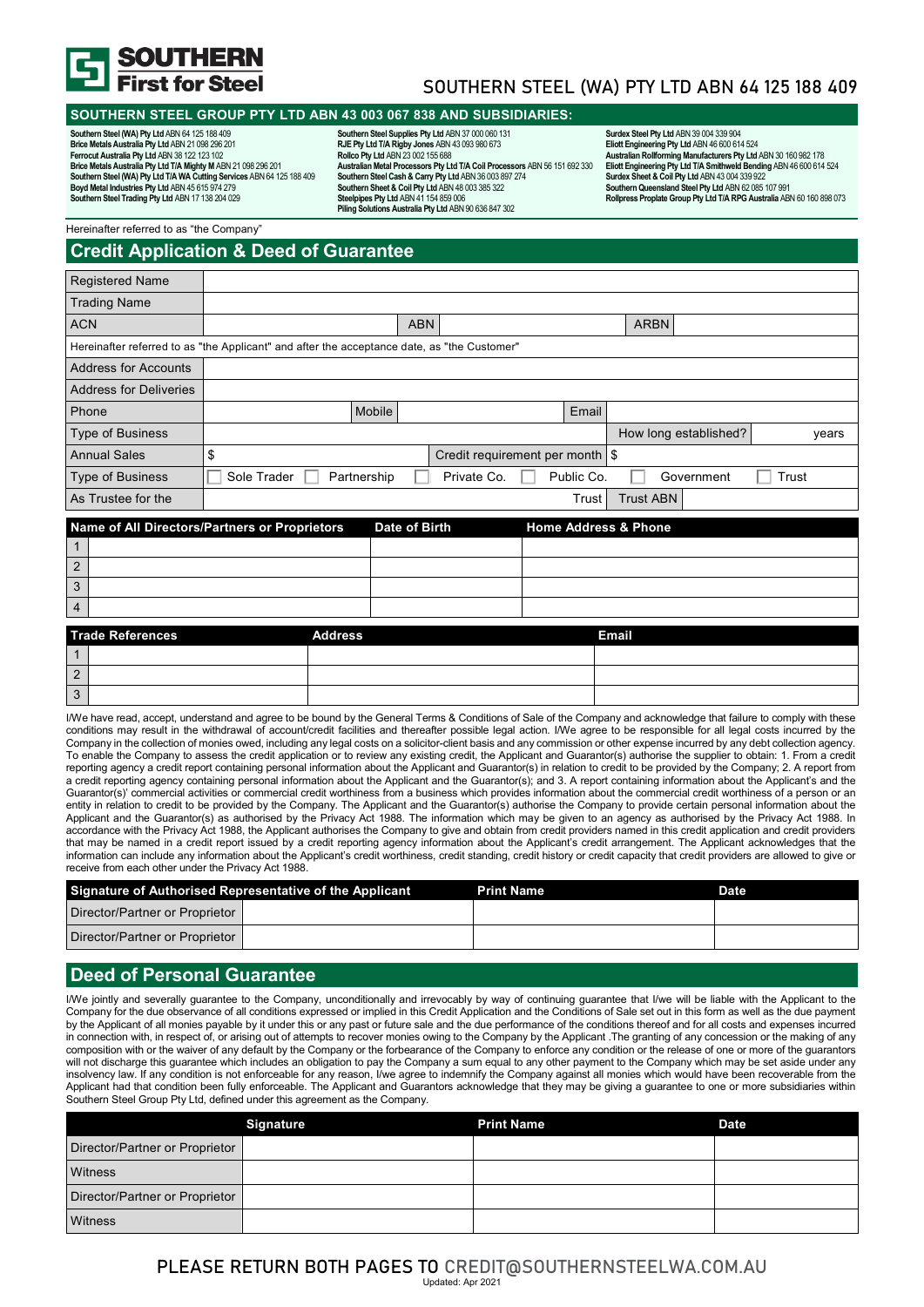# SOUTHERN First for Steel

SOUTHERN STEEL (WA) PTY LTD ABN 64 125 188 409

## SOUTHERN STEEL GROUP PTY LTD ABN 43 003 067 838 AND SUBSIDIARIES:

**Southern Steel (WA) Pty Ltd** ABN 64 125 188 409
**Brice Metals Australia Pty Ltd** ABN 21 098 296 201
**Ferrocut Australia Pty Ltd** ABN 38 122 123 102
**Brice Metals Australia Pty Ltd T/A Mighty M** ABN 21 098 296 201
**Southern Steel (WA) Pty Ltd T/A WA Cutting Services** ABN 64 125 188 409
**Boyd Metal Industries Pty Ltd** ABN 45 615 974 279
**Southern Steel Trading Pty Ltd** ABN 17 138 204 029
**Southern Steel Supplies Pty Ltd** ABN 37 000 060 131
**RJE Pty Ltd T/A Rigby Jones** ABN 43 093 980 673
**Rollco Pty Ltd** ABN 23 002 155 688
**Australian Metal Processors Pty Ltd T/A Coil Processors** ABN 56 151 692 330
**Southern Steel Cash & Carry Pty Ltd** ABN 36 003 897 274
**Southern Sheet & Coil Pty Ltd** ABN 48 003 385 322
**Steelpipes Pty Ltd** ABN 41 154 859 006
**Piling Solutions Australia Pty Ltd** ABN 90 636 847 302
**Surdex Steel Pty Ltd** ABN 39 004 339 904
**Eliott Engineering Pty Ltd** ABN 46 600 614 524
**Australian Rollforming Manufacturers Pty Ltd** ABN 30 160 982 178
**Eliott Engineering Pty Ltd T/A Smithweld Bending** ABN 46 600 614 524
**Surdex Sheet & Coil Pty Ltd** ABN 43 004 339 922
**Southern Queensland Steel Pty Ltd** ABN 62 085 107 991
**Rollpress Proplate Group Pty Ltd T/A RPG Australia** ABN 60 160 898 073

Hereinafter referred to as "the Company"

## Credit Application & Deed of Guarantee

| Registered Name | | | | | |
|---|---|---|---|---|---|
| Trading Name | | | | | |
| ACN | | ABN | | ARBN | |
| Hereinafter referred to as "the Applicant" and after the acceptance date, as "the Customer" | | | | | |
| Address for Accounts | | | | | |
| Address for Deliveries | | | | | |
| Phone | | Mobile | | Email | |
| Type of Business | | | | How long established? | years |
| Annual Sales | $ | Credit requirement per month | $ | | |
| Type of Business | ☐ Sole Trader ☐ Partnership ☐ Private Co. ☐ Public Co. ☐ Government ☐ Trust | | | | |
| As Trustee for the | | | Trust | Trust ABN | |

| | Name of All Directors/Partners or Proprietors | Date of Birth | Home Address & Phone |
|---|---|---|---|
| 1 | | | |
| 2 | | | |
| 3 | | | |
| 4 | | | |

| | Trade References | Address | Email |
|---|---|---|---|
| 1 | | | |
| 2 | | | |
| 3 | | | |

I/We have read, accept, understand and agree to be bound by the General Terms & Conditions of Sale of the Company and acknowledge that failure to comply with these conditions may result in the withdrawal of account/credit facilities and thereafter possible legal action. I/We agree to be responsible for all legal costs incurred by the Company in the collection of monies owed, including any legal costs on a solicitor-client basis and any commission or other expense incurred by any debt collection agency. To enable the Company to assess the credit application or to review any existing credit, the Applicant and Guarantor(s) authorise the supplier to obtain: 1. From a credit reporting agency a credit report containing personal information about the Applicant and Guarantor(s) in relation to credit to be provided by the Company; 2. A report from a credit reporting agency containing personal information about the Applicant and the Guarantor(s); and 3. A report containing information about the Applicant's and the Guarantor(s)' commercial activities or commercial credit worthiness from a business which provides information about the commercial credit worthiness of a person or an entity in relation to credit to be provided by the Company. The Applicant and the Guarantor(s) authorise the Company to provide certain personal information about the Applicant and the Guarantor(s) as authorised by the Privacy Act 1988. The information which may be given to an agency as authorised by the Privacy Act 1988. In accordance with the Privacy Act 1988, the Applicant authorises the Company to give and obtain from credit providers named in this credit application and credit providers that may be named in a credit report issued by a credit reporting agency information about the Applicant's credit arrangement. The Applicant acknowledges that the information can include any information about the Applicant's credit worthiness, credit standing, credit history or credit capacity that credit providers are allowed to give or receive from each other under the Privacy Act 1988.

| Signature of Authorised Representative of the Applicant | | Print Name | Date |
|---|---|---|---|
| Director/Partner or Proprietor | | | |
| Director/Partner or Proprietor | | | |

## Deed of Personal Guarantee

I/We jointly and severally guarantee to the Company, unconditionally and irrevocably by way of continuing guarantee that I/we will be liable with the Applicant to the Company for the due observance of all conditions expressed or implied in this Credit Application and the Conditions of Sale set out in this form as well as the due payment by the Applicant of all monies payable by it under this or any past or future sale and the due performance of the conditions thereof and for all costs and expenses incurred in connection with, in respect of, or arising out of attempts to recover monies owing to the Company by the Applicant .The granting of any concession or the making of any composition with or the waiver of any default by the Company or the forbearance of the Company to enforce any condition or the release of one or more of the guarantors will not discharge this guarantee which includes an obligation to pay the Company a sum equal to any other payment to the Company which may be set aside under any insolvency law. If any condition is not enforceable for any reason, I/we agree to indemnify the Company against all monies which would have been recoverable from the Applicant had that condition been fully enforceable. The Applicant and Guarantors acknowledge that they may be giving a guarantee to one or more subsidiaries within Southern Steel Group Pty Ltd, defined under this agreement as the Company.

| | Signature | Print Name | Date |
|---|---|---|---|
| Director/Partner or Proprietor | | | |
| Witness | | | |
| Director/Partner or Proprietor | | | |
| Witness | | | |

PLEASE RETURN BOTH PAGES TO CREDIT@SOUTHERNSTEELWA.COM.AU

Updated: Apr 2021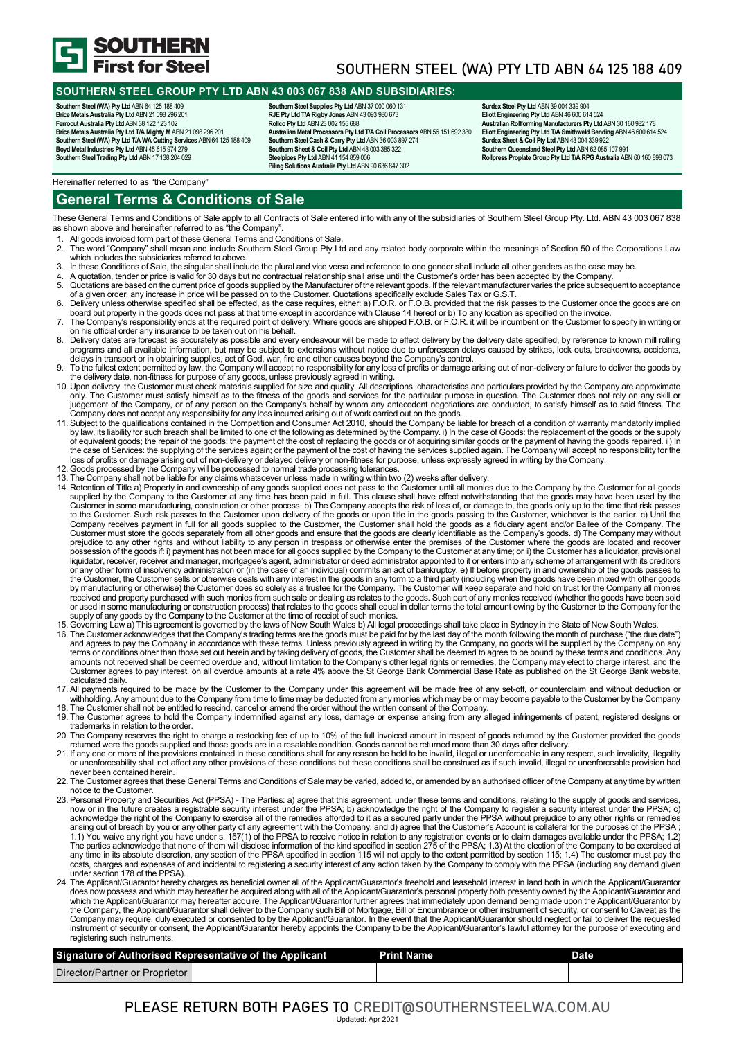# SOUTHERN First for Steel

# SOUTHERN STEEL (WA) PTY LTD ABN 64 125 188 409

## SOUTHERN STEEL GROUP PTY LTD ABN 43 003 067 838 AND SUBSIDIARIES:

**Southern Steel (WA) Pty Ltd** ABN 64 125 188 409
**Brice Metals Australia Pty Ltd** ABN 21 098 296 201
**Ferrocut Australia Pty Ltd** ABN 38 122 123 102
**Brice Metals Australia Pty Ltd T/A Mighty M** ABN 21 098 296 201
**Southern Steel (WA) Pty Ltd T/A WA Cutting Services** ABN 64 125 188 409
**Boyd Metal Industries Pty Ltd** ABN 45 615 974 279
**Southern Steel Trading Pty Ltd** ABN 17 138 204 029
**Southern Steel Supplies Pty Ltd** ABN 37 000 060 131
**RJE Pty Ltd T/A Rigby Jones** ABN 43 093 980 673
**Rollco Pty Ltd** ABN 23 002 155 688
**Australian Metal Processors Pty Ltd T/A Coil Processors** ABN 56 151 692 330
**Southern Steel Cash & Carry Pty Ltd** ABN 36 003 897 274
**Southern Sheet & Coil Pty Ltd** ABN 48 003 385 322
**Steelpipes Pty Ltd** ABN 41 154 859 006
**Piling Solutions Australia Pty Ltd** ABN 90 636 847 302
**Surdex Steel Pty Ltd** ABN 39 004 339 904
**Eliott Engineering Pty Ltd** ABN 46 600 614 524
**Australian Rollforming Manufacturers Pty Ltd** ABN 30 160 982 178
**Eliott Engineering Pty Ltd T/A Smithweld Bending** ABN 46 600 614 524
**Surdex Sheet & Coil Pty Ltd** ABN 43 004 339 922
**Southern Queensland Steel Pty Ltd** ABN 62 085 107 991
**Rollpress Proplate Group Pty Ltd T/A RPG Australia** ABN 60 160 898 073

Hereinafter referred to as "the Company"

## General Terms & Conditions of Sale

These General Terms and Conditions of Sale apply to all Contracts of Sale entered into with any of the subsidiaries of Southern Steel Group Pty. Ltd. ABN 43 003 067 838 as shown above and hereinafter referred to as "the Company".

1. All goods invoiced form part of these General Terms and Conditions of Sale.
2. The word "Company" shall mean and include Southern Steel Group Pty Ltd and any related body corporate within the meanings of Section 50 of the Corporations Law which includes the subsidiaries referred to above.
3. In these Conditions of Sale, the singular shall include the plural and vice versa and reference to one gender shall include all other genders as the case may be.
4. A quotation, tender or price is valid for 30 days but no contractual relationship shall arise until the Customer's order has been accepted by the Company.
5. Quotations are based on the current price of goods supplied by the Manufacturer of the relevant goods. If the relevant manufacturer varies the price subsequent to acceptance of a given order, any increase in price will be passed on to the Customer. Quotations specifically exclude Sales Tax or G.S.T.
6. Delivery unless otherwise specified shall be effected, as the case requires, either: a) F.O.R. or F.O.B. provided that the risk passes to the Customer once the goods are on board but property in the goods does not pass at that time except in accordance with Clause 14 hereof or b) To any location as specified on the invoice.
7. The Company's responsibility ends at the required point of delivery. Where goods are shipped F.O.B. or F.O.R. it will be incumbent on the Customer to specify in writing or on his official order any insurance to be taken out on his behalf.
8. Delivery dates are forecast as accurately as possible and every endeavour will be made to effect delivery by the delivery date specified, by reference to known mill rolling programs and all available information, but may be subject to extensions without notice due to unforeseen delays caused by strikes, lock outs, breakdowns, accidents, delays in transport or in obtaining supplies, act of God, war, fire and other causes beyond the Company's control.
9. To the fullest extent permitted by law, the Company will accept no responsibility for any loss of profits or damage arising out of non-delivery or failure to deliver the goods by the delivery date, non-fitness for purpose of any goods, unless previously agreed in writing.
10. Upon delivery, the Customer must check materials supplied for size and quality. All descriptions, characteristics and particulars provided by the Company are approximate only. The Customer must satisfy himself as to the fitness of the goods and services for the particular purpose in question. The Customer does not rely on any skill or judgement of the Company, or of any person on the Company's behalf by whom any antecedent negotiations are conducted, to satisfy himself as to said fitness. The Company does not accept any responsibility for any loss incurred arising out of work carried out on the goods.
11. Subject to the qualifications contained in the Competition and Consumer Act 2010, should the Company be liable for breach of a condition of warranty mandatorily implied by law, its liability for such breach shall be limited to one of the following as determined by the Company. i) In the case of Goods: the replacement of the goods or the supply of equivalent goods; the repair of the goods; the payment of the cost of replacing the goods or of acquiring similar goods or the payment of having the goods repaired. ii) In the case of Services: the supplying of the services again; or the payment of the cost of having the services supplied again. The Company will accept no responsibility for the loss of profits or damage arising out of non-delivery or delayed delivery or non-fitness for purpose, unless expressly agreed in writing by the Company.
12. Goods processed by the Company will be processed to normal trade processing tolerances.
13. The Company shall not be liable for any claims whatsoever unless made in writing within two (2) weeks after delivery.
14. Retention of Title a) Property in and ownership of any goods supplied does not pass to the Customer until all monies due to the Company by the Customer for all goods supplied by the Company to the Customer at any time has been paid in full. This clause shall have effect notwithstanding that the goods may have been used by the Customer in some manufacturing, construction or other process. b) The Company accepts the risk of loss of, or damage to, the goods only up to the time that risk passes to the Customer. Such risk passes to the Customer upon delivery of the goods or upon title in the goods passing to the Customer, whichever is the earlier. c) Until the Company receives payment in full for all goods supplied to the Customer, the Customer shall hold the goods as a fiduciary agent and/or Bailee of the Company. The Customer must store the goods separately from all other goods and ensure that the goods are clearly identifiable as the Company's goods. d) The Company may without prejudice to any other rights and without liability to any person in trespass or otherwise enter the premises of the Customer where the goods are located and recover possession of the goods if: i) payment has not been made for all goods supplied by the Company to the Customer at any time; or ii) the Customer has a liquidator, provisional liquidator, receiver, receiver and manager, mortgagee's agent, administrator or deed administrator appointed to it or enters into any scheme of arrangement with its creditors or any other form of insolvency administration or (in the case of an individual) commits an act of bankruptcy. e) If before property in and ownership of the goods passes to the Customer, the Customer sells or otherwise deals with any interest in the goods in any form to a third party (including when the goods have been mixed with other goods by manufacturing or otherwise) the Customer does so solely as a trustee for the Company. The Customer will keep separate and hold on trust for the Company all monies received and property purchased with such monies from such sale or dealing as relates to the goods. Such part of any monies received (whether the goods have been sold or used in some manufacturing or construction process) that relates to the goods shall equal in dollar terms the total amount owing by the Customer to the Company for the supply of any goods by the Company to the Customer at the time of receipt of such monies.
15. Governing Law a) This agreement is governed by the laws of New South Wales b) All legal proceedings shall take place in Sydney in the State of New South Wales.
16. The Customer acknowledges that the Company's trading terms are the goods must be paid for by the last day of the month following the month of purchase ("the due date") and agrees to pay the Company in accordance with these terms. Unless previously agreed in writing by the Company, no goods will be supplied by the Company on any terms or conditions other than those set out herein and by taking delivery of goods, the Customer shall be deemed to agree to be bound by these terms and conditions. Any amounts not received shall be deemed overdue and, without limitation to the Company's other legal rights or remedies, the Company may elect to charge interest, and the Customer agrees to pay interest, on all overdue amounts at a rate 4% above the St George Bank Commercial Base Rate as published on the St George Bank website, calculated daily.
17. All payments required to be made by the Customer to the Company under this agreement will be made free of any set-off, or counterclaim and without deduction or withholding. Any amount due to the Company from time to time may be deducted from any monies which may be or may become payable to the Customer by the Company
18. The Customer shall not be entitled to rescind, cancel or amend the order without the written consent of the Company.
19. The Customer agrees to hold the Company indemnified against any loss, damage or expense arising from any alleged infringements of patent, registered designs or trademarks in relation to the order.
20. The Company reserves the right to charge a restocking fee of up to 10% of the full invoiced amount in respect of goods returned by the Customer provided the goods returned were the goods supplied and those goods are in a resalable condition. Goods cannot be returned more than 30 days after delivery.
21. If any one or more of the provisions contained in these conditions shall for any reason be held to be invalid, illegal or unenforceable in any respect, such invalidity, illegality or unenforceability shall not affect any other provisions of these conditions but these conditions shall be construed as if such invalid, illegal or unenforceable provision had never been contained herein.
22. The Customer agrees that these General Terms and Conditions of Sale may be varied, added to, or amended by an authorised officer of the Company at any time by written notice to the Customer.
23. Personal Property and Securities Act (PPSA) - The Parties: a) agree that this agreement, under these terms and conditions, relating to the supply of goods and services, now or in the future creates a registrable security interest under the PPSA; b) acknowledge the right of the Company to register a security interest under the PPSA; c) acknowledge the right of the Company to exercise all of the remedies afforded to it as a secured party under the PPSA without prejudice to any other rights or remedies arising out of breach by you or any other party of any agreement with the Company, and d) agree that the Customer's Account is collateral for the purposes of the PPSA ; 1.1) You waive any right you have under s. 157(1) of the PPSA to receive notice in relation to any registration events or to claim damages available under the PPSA; 1.2) The parties acknowledge that none of them will disclose information of the kind specified in section 275 of the PPSA; 1.3) At the election of the Company to be exercised at any time in its absolute discretion, any section of the PPSA specified in section 115 will not apply to the extent permitted by section 115; 1.4) The customer must pay the costs, charges and expenses of and incidental to registering a security interest of any action taken by the Company to comply with the PPSA (including any demand given under section 178 of the PPSA).
24. The Applicant/Guarantor hereby charges as beneficial owner all of the Applicant/Guarantor's freehold and leasehold interest in land both in which the Applicant/Guarantor does now possess and which may hereafter be acquired along with all of the Applicant/Guarantor's personal property both presently owned by the Applicant/Guarantor and which the Applicant/Guarantor may hereafter acquire. The Applicant/Guarantor further agrees that immediately upon demand being made upon the Applicant/Guarantor by the Company, the Applicant/Guarantor shall deliver to the Company such Bill of Mortgage, Bill of Encumbrance or other instrument of security, or consent to Caveat as the Company may require, duly executed or consented to by the Applicant/Guarantor. In the event that the Applicant/Guarantor should neglect or fail to deliver the requested instrument of security or consent, the Applicant/Guarantor hereby appoints the Company to be the Applicant/Guarantor's lawful attorney for the purpose of executing and registering such instruments.

| Signature of Authorised Representative of the Applicant | | Print Name | Date |
|---|---|---|---|
| Director/Partner or Proprietor | | | |

PLEASE RETURN BOTH PAGES TO CREDIT@SOUTHERNSTEELWA.COM.AU

Updated: Apr 2021